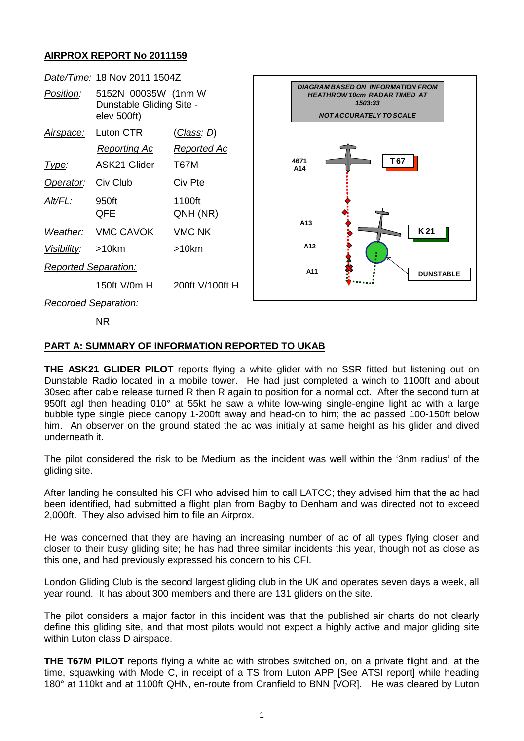## AIRPROX REPORT No 2011159

| | | |
|---|---|---|
| *Date/Time:* | 18 Nov 2011 1504Z | |
| *Position:* | 5152N 00035W (1nm W Dunstable Gliding Site - elev 500ft) | |
| *Airspace:* | Luton CTR | (*Class*: D) |
| | *Reporting Ac* | *Reported Ac* |
| *Type:* | ASK21 Glider | T67M |
| *Operator:* | Civ Club | Civ Pte |
| *Alt/FL:* | 950ft QFE | 1100ft QNH (NR) |
| *Weather:* | VMC CAVOK | VMC NK |
| *Visibility:* | >10km | >10km |
| *Reported Separation:* | | |
| | 150ft V/0m H | 200ft V/100ft H |
| *Recorded Separation:* | | |
| | NR | |

DIAGRAM BASED ON INFORMATION FROM HEATHROW 10cm RADAR TIMED AT 1503:33

NOT ACCURATELY TO SCALE

4671 A14, A13, A12, A11, T 67, K 21, DUNSTABLE

**PART A: SUMMARY OF INFORMATION REPORTED TO UKAB**

**THE ASK21 GLIDER PILOT** reports flying a white glider with no SSR fitted but listening out on Dunstable Radio located in a mobile tower. He had just completed a winch to 1100ft and about 30sec after cable release turned R then R again to position for a normal cct. After the second turn at 950ft agl then heading 010° at 55kt he saw a white low-wing single-engine light ac with a large bubble type single piece canopy 1-200ft away and head-on to him; the ac passed 100-150ft below him. An observer on the ground stated the ac was initially at same height as his glider and dived underneath it.

The pilot considered the risk to be Medium as the incident was well within the '3nm radius' of the gliding site.

After landing he consulted his CFI who advised him to call LATCC; they advised him that the ac had been identified, had submitted a flight plan from Bagby to Denham and was directed not to exceed 2,000ft. They also advised him to file an Airprox.

He was concerned that they are having an increasing number of ac of all types flying closer and closer to their busy gliding site; he has had three similar incidents this year, though not as close as this one, and had previously expressed his concern to his CFI.

London Gliding Club is the second largest gliding club in the UK and operates seven days a week, all year round. It has about 300 members and there are 131 gliders on the site.

The pilot considers a major factor in this incident was that the published air charts do not clearly define this gliding site, and that most pilots would not expect a highly active and major gliding site within Luton class D airspace.

**THE T67M PILOT** reports flying a white ac with strobes switched on, on a private flight and, at the time, squawking with Mode C, in receipt of a TS from Luton APP [See ATSI report] while heading 180° at 110kt and at 1100ft QHN, en-route from Cranfield to BNN [VOR]. He was cleared by Luton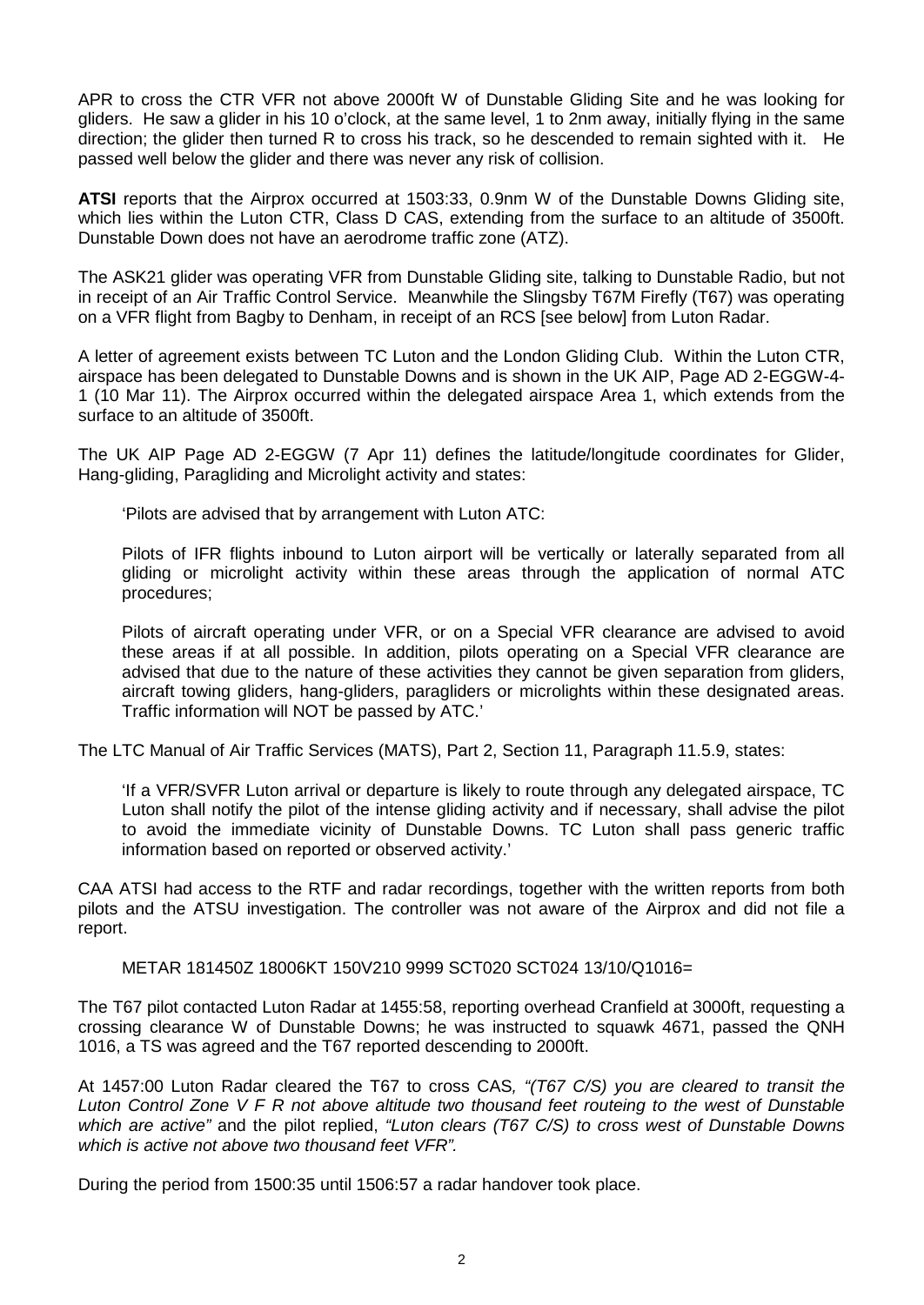APR to cross the CTR VFR not above 2000ft W of Dunstable Gliding Site and he was looking for gliders. He saw a glider in his 10 o'clock, at the same level, 1 to 2nm away, initially flying in the same direction; the glider then turned R to cross his track, so he descended to remain sighted with it. He passed well below the glider and there was never any risk of collision.

**ATSI** reports that the Airprox occurred at 1503:33, 0.9nm W of the Dunstable Downs Gliding site, which lies within the Luton CTR, Class D CAS, extending from the surface to an altitude of 3500ft. Dunstable Down does not have an aerodrome traffic zone (ATZ).

The ASK21 glider was operating VFR from Dunstable Gliding site, talking to Dunstable Radio, but not in receipt of an Air Traffic Control Service. Meanwhile the Slingsby T67M Firefly (T67) was operating on a VFR flight from Bagby to Denham, in receipt of an RCS [see below] from Luton Radar.

A letter of agreement exists between TC Luton and the London Gliding Club. Within the Luton CTR, airspace has been delegated to Dunstable Downs and is shown in the UK AIP, Page AD 2-EGGW-4-1 (10 Mar 11). The Airprox occurred within the delegated airspace Area 1, which extends from the surface to an altitude of 3500ft.

The UK AIP Page AD 2-EGGW (7 Apr 11) defines the latitude/longitude coordinates for Glider, Hang-gliding, Paragliding and Microlight activity and states:

> 'Pilots are advised that by arrangement with Luton ATC:
>
> Pilots of IFR flights inbound to Luton airport will be vertically or laterally separated from all gliding or microlight activity within these areas through the application of normal ATC procedures;
>
> Pilots of aircraft operating under VFR, or on a Special VFR clearance are advised to avoid these areas if at all possible. In addition, pilots operating on a Special VFR clearance are advised that due to the nature of these activities they cannot be given separation from gliders, aircraft towing gliders, hang-gliders, paragliders or microlights within these designated areas. Traffic information will NOT be passed by ATC.'

The LTC Manual of Air Traffic Services (MATS), Part 2, Section 11, Paragraph 11.5.9, states:

> 'If a VFR/SVFR Luton arrival or departure is likely to route through any delegated airspace, TC Luton shall notify the pilot of the intense gliding activity and if necessary, shall advise the pilot to avoid the immediate vicinity of Dunstable Downs. TC Luton shall pass generic traffic information based on reported or observed activity.'

CAA ATSI had access to the RTF and radar recordings, together with the written reports from both pilots and the ATSU investigation. The controller was not aware of the Airprox and did not file a report.

> METAR 181450Z 18006KT 150V210 9999 SCT020 SCT024 13/10/Q1016=

The T67 pilot contacted Luton Radar at 1455:58, reporting overhead Cranfield at 3000ft, requesting a crossing clearance W of Dunstable Downs; he was instructed to squawk 4671, passed the QNH 1016, a TS was agreed and the T67 reported descending to 2000ft.

At 1457:00 Luton Radar cleared the T67 to cross CAS, *"(T67 C/S) you are cleared to transit the Luton Control Zone V F R not above altitude two thousand feet routeing to the west of Dunstable which are active"* and the pilot replied, *"Luton clears (T67 C/S) to cross west of Dunstable Downs which is active not above two thousand feet VFR".*

During the period from 1500:35 until 1506:57 a radar handover took place.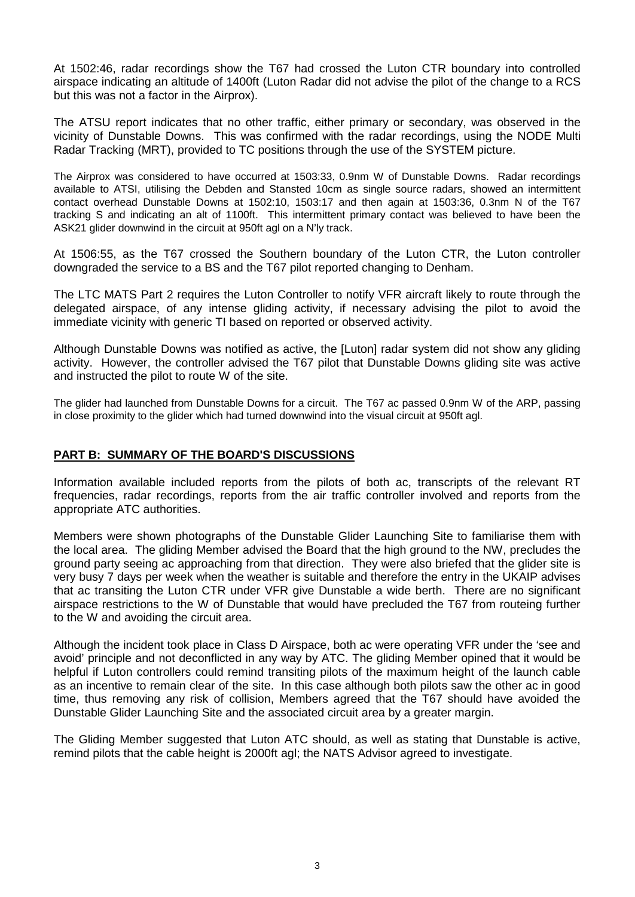At 1502:46, radar recordings show the T67 had crossed the Luton CTR boundary into controlled airspace indicating an altitude of 1400ft (Luton Radar did not advise the pilot of the change to a RCS but this was not a factor in the Airprox).

The ATSU report indicates that no other traffic, either primary or secondary, was observed in the vicinity of Dunstable Downs. This was confirmed with the radar recordings, using the NODE Multi Radar Tracking (MRT), provided to TC positions through the use of the SYSTEM picture.

The Airprox was considered to have occurred at 1503:33, 0.9nm W of Dunstable Downs. Radar recordings available to ATSI, utilising the Debden and Stansted 10cm as single source radars, showed an intermittent contact overhead Dunstable Downs at 1502:10, 1503:17 and then again at 1503:36, 0.3nm N of the T67 tracking S and indicating an alt of 1100ft. This intermittent primary contact was believed to have been the ASK21 glider downwind in the circuit at 950ft agl on a N'ly track.

At 1506:55, as the T67 crossed the Southern boundary of the Luton CTR, the Luton controller downgraded the service to a BS and the T67 pilot reported changing to Denham.

The LTC MATS Part 2 requires the Luton Controller to notify VFR aircraft likely to route through the delegated airspace, of any intense gliding activity, if necessary advising the pilot to avoid the immediate vicinity with generic TI based on reported or observed activity.

Although Dunstable Downs was notified as active, the [Luton] radar system did not show any gliding activity. However, the controller advised the T67 pilot that Dunstable Downs gliding site was active and instructed the pilot to route W of the site.

The glider had launched from Dunstable Downs for a circuit. The T67 ac passed 0.9nm W of the ARP, passing in close proximity to the glider which had turned downwind into the visual circuit at 950ft agl.

## PART B: SUMMARY OF THE BOARD'S DISCUSSIONS

Information available included reports from the pilots of both ac, transcripts of the relevant RT frequencies, radar recordings, reports from the air traffic controller involved and reports from the appropriate ATC authorities.

Members were shown photographs of the Dunstable Glider Launching Site to familiarise them with the local area. The gliding Member advised the Board that the high ground to the NW, precludes the ground party seeing ac approaching from that direction. They were also briefed that the glider site is very busy 7 days per week when the weather is suitable and therefore the entry in the UKAIP advises that ac transiting the Luton CTR under VFR give Dunstable a wide berth. There are no significant airspace restrictions to the W of Dunstable that would have precluded the T67 from routeing further to the W and avoiding the circuit area.

Although the incident took place in Class D Airspace, both ac were operating VFR under the 'see and avoid' principle and not deconflicted in any way by ATC. The gliding Member opined that it would be helpful if Luton controllers could remind transiting pilots of the maximum height of the launch cable as an incentive to remain clear of the site. In this case although both pilots saw the other ac in good time, thus removing any risk of collision, Members agreed that the T67 should have avoided the Dunstable Glider Launching Site and the associated circuit area by a greater margin.

The Gliding Member suggested that Luton ATC should, as well as stating that Dunstable is active, remind pilots that the cable height is 2000ft agl; the NATS Advisor agreed to investigate.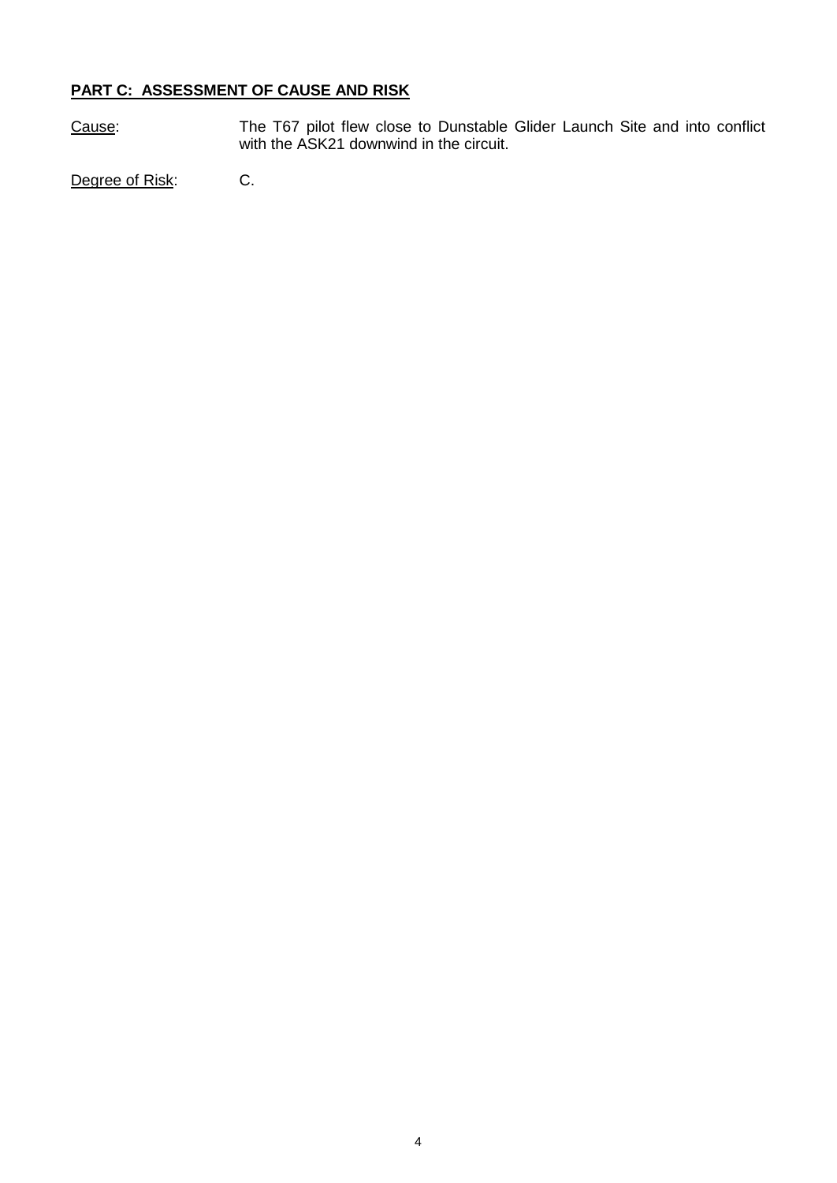**<u>PART C: ASSESSMENT OF CAUSE AND RISK</u>**

<u>Cause</u>: The T67 pilot flew close to Dunstable Glider Launch Site and into conflict with the ASK21 downwind in the circuit.

<u>Degree of Risk</u>: C.